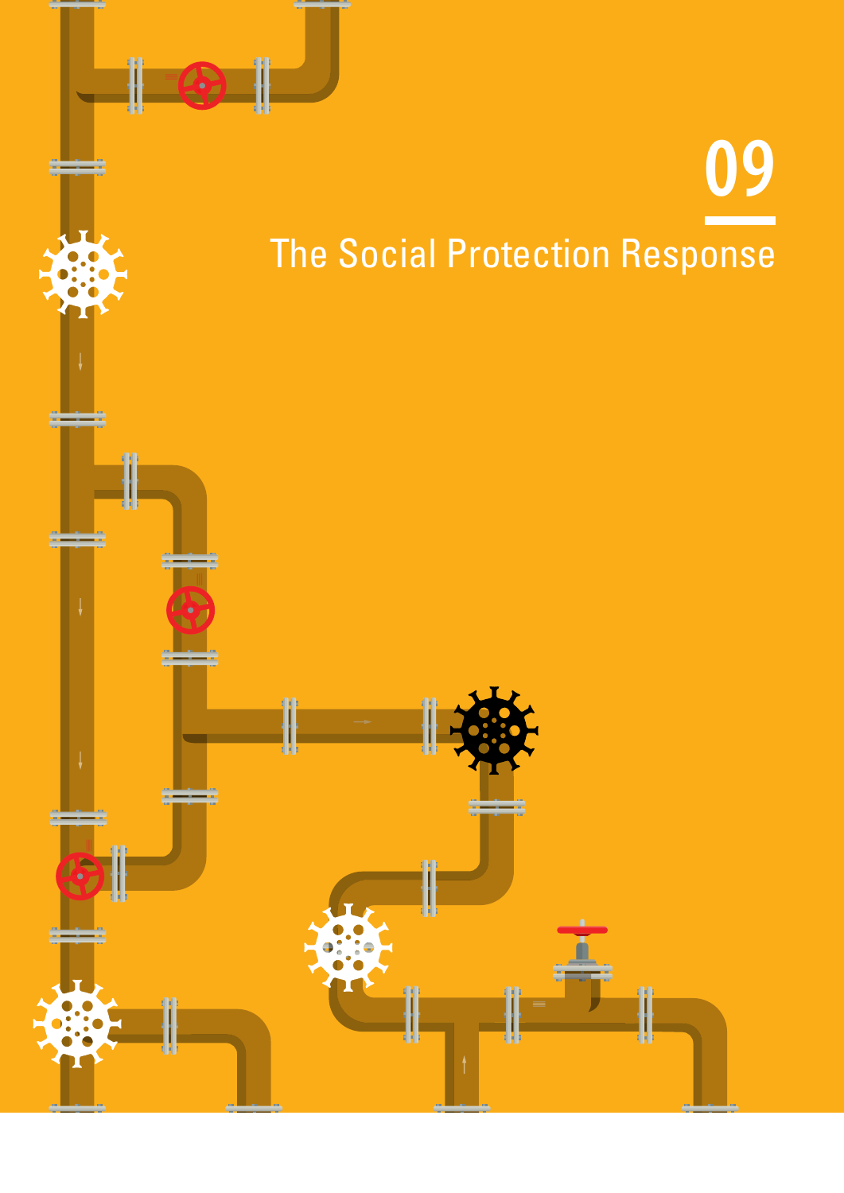# 09

# The Social Protection Response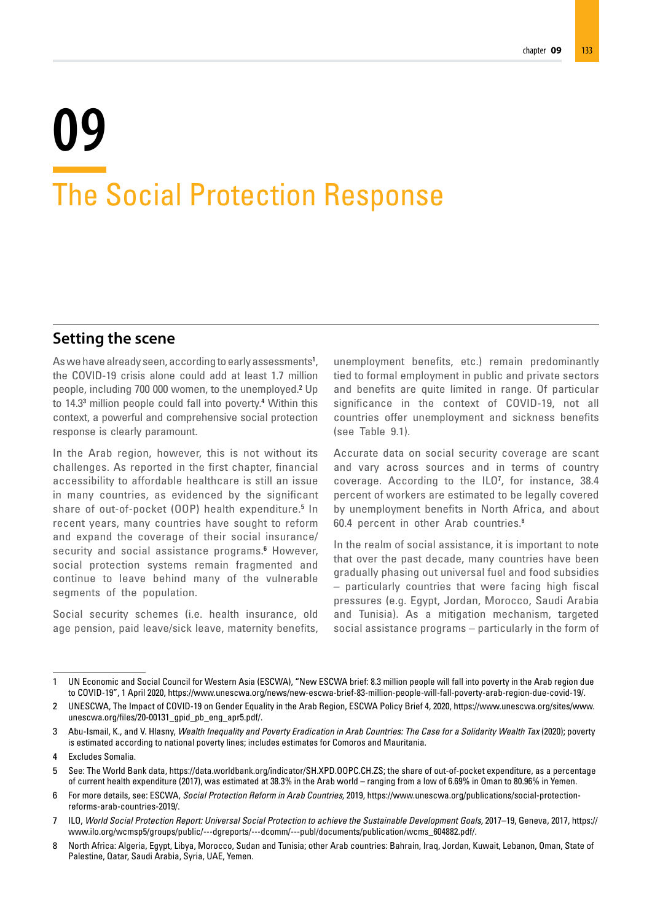# 09

# The Social Protection Response

## Setting the scene

As we have already seen, according to early assessments[1], the COVID-19 crisis alone could add at least 1.7 million people, including 700 000 women, to the unemployed.[2] Up to 14.3[3] million people could fall into poverty.[4] Within this context, a powerful and comprehensive social protection response is clearly paramount.

In the Arab region, however, this is not without its challenges. As reported in the first chapter, financial accessibility to affordable healthcare is still an issue in many countries, as evidenced by the significant share of out-of-pocket (OOP) health expenditure.[5] In recent years, many countries have sought to reform and expand the coverage of their social insurance/security and social assistance programs.[6] However, social protection systems remain fragmented and continue to leave behind many of the vulnerable segments of the population.

Social security schemes (i.e. health insurance, old age pension, paid leave/sick leave, maternity benefits, unemployment benefits, etc.) remain predominantly tied to formal employment in public and private sectors and benefits are quite limited in range. Of particular significance in the context of COVID-19, not all countries offer unemployment and sickness benefits (see Table 9.1).

Accurate data on social security coverage are scant and vary across sources and in terms of country coverage. According to the ILO[7], for instance, 38.4 percent of workers are estimated to be legally covered by unemployment benefits in North Africa, and about 60.4 percent in other Arab countries.[8]

In the realm of social assistance, it is important to note that over the past decade, many countries have been gradually phasing out universal fuel and food subsidies – particularly countries that were facing high fiscal pressures (e.g. Egypt, Jordan, Morocco, Saudi Arabia and Tunisia). As a mitigation mechanism, targeted social assistance programs – particularly in the form of

---

1 UN Economic and Social Council for Western Asia (ESCWA), "New ESCWA brief: 8.3 million people will fall into poverty in the Arab region due to COVID-19", 1 April 2020, https://www.unescwa.org/news/new-escwa-brief-83-million-people-will-fall-poverty-arab-region-due-covid-19/.

2 UNESCWA, The Impact of COVID-19 on Gender Equality in the Arab Region, ESCWA Policy Brief 4, 2020, https://www.unescwa.org/sites/www.unescwa.org/files/20-00131_gpid_pb_eng_apr5.pdf/.

3 Abu-Ismail, K., and V. Hlasny, *Wealth Inequality and Poverty Eradication in Arab Countries: The Case for a Solidarity Wealth Tax* (2020); poverty is estimated according to national poverty lines; includes estimates for Comoros and Mauritania.

4 Excludes Somalia.

5 See: The World Bank data, https://data.worldbank.org/indicator/SH.XPD.OOPC.CH.ZS; the share of out-of-pocket expenditure, as a percentage of current health expenditure (2017), was estimated at 38.3% in the Arab world – ranging from a low of 6.69% in Oman to 80.96% in Yemen.

6 For more details, see: ESCWA, *Social Protection Reform in Arab Countries,* 2019, https://www.unescwa.org/publications/social-protection-reforms-arab-countries-2019/.

7 ILO, *World Social Protection Report: Universal Social Protection to achieve the Sustainable Development Goals,* 2017–19, Geneva, 2017, https://www.ilo.org/wcmsp5/groups/public/---dgreports/---dcomm/---publ/documents/publication/wcms_604882.pdf/.

8 North Africa: Algeria, Egypt, Libya, Morocco, Sudan and Tunisia; other Arab countries: Bahrain, Iraq, Jordan, Kuwait, Lebanon, Oman, State of Palestine, Qatar, Saudi Arabia, Syria, UAE, Yemen.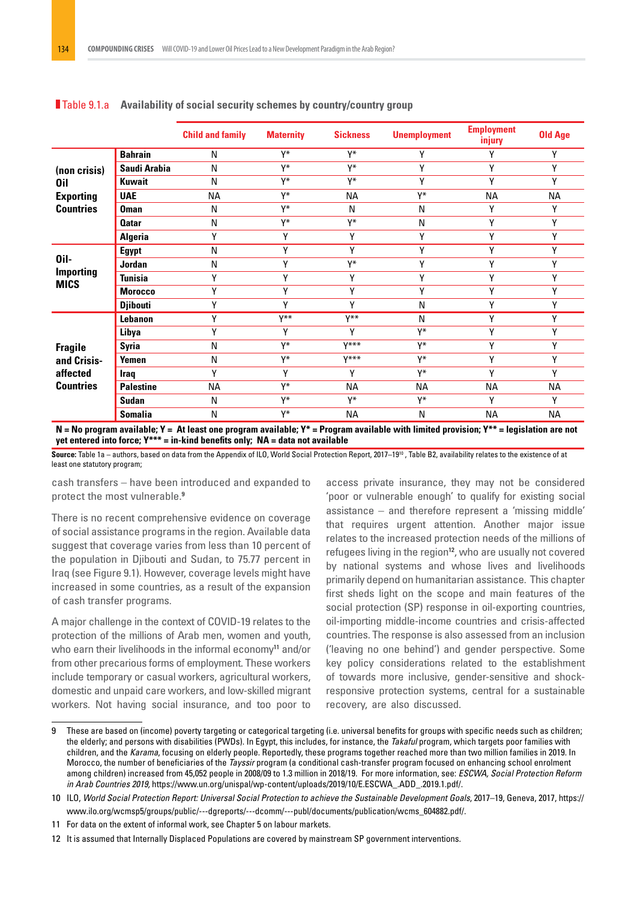**Table 9.1.a Availability of social security schemes by country/country group**

| | | Child and family | Maternity | Sickness | Unemployment | Employment injury | Old Age |
|---|---|---|---|---|---|---|---|
| (non crisis) Oil Exporting Countries | Bahrain | N | Y* | Y* | Y | Y | Y |
| | Saudi Arabia | N | Y* | Y* | Y | Y | Y |
| | Kuwait | N | Y* | Y* | Y | Y | Y |
| | UAE | NA | Y* | NA | Y* | NA | NA |
| | Oman | N | Y* | N | N | Y | Y |
| | Qatar | N | Y* | Y* | N | Y | Y |
| | Algeria | Y | Y | Y | Y | Y | Y |
| Oil-Importing MICS | Egypt | N | Y | Y | Y | Y | Y |
| | Jordan | N | Y | Y* | Y | Y | Y |
| | Tunisia | Y | Y | Y | Y | Y | Y |
| | Morocco | Y | Y | Y | Y | Y | Y |
| | Djibouti | Y | Y | Y | N | Y | Y |
| Fragile and Crisis-affected Countries | Lebanon | Y | Y** | Y** | N | Y | Y |
| | Libya | Y | Y | Y | Y* | Y | Y |
| | Syria | N | Y* | Y*** | Y* | Y | Y |
| | Yemen | N | Y* | Y*** | Y* | Y | Y |
| | Iraq | Y | Y | Y | Y* | Y | Y |
| | Palestine | NA | Y* | NA | NA | NA | NA |
| | Sudan | N | Y* | Y* | Y* | Y | Y |
| | Somalia | N | Y* | NA | N | NA | NA |

**N = No program available; Y = At least one program available; Y* = Program available with limited provision; Y** = legislation are not yet entered into force; Y*** = in-kind benefits only; NA = data not available**

**Source:** Table 1a – authors, based on data from the Appendix of ILO, World Social Protection Report, 2017–19[10], Table B2, availability relates to the existence of at least one statutory program;

cash transfers – have been introduced and expanded to protect the most vulnerable.[9]

There is no recent comprehensive evidence on coverage of social assistance programs in the region. Available data suggest that coverage varies from less than 10 percent of the population in Djibouti and Sudan, to 75.77 percent in Iraq (see Figure 9.1). However, coverage levels might have increased in some countries, as a result of the expansion of cash transfer programs.

A major challenge in the context of COVID-19 relates to the protection of the millions of Arab men, women and youth, who earn their livelihoods in the informal economy[11] and/or from other precarious forms of employment. These workers include temporary or casual workers, agricultural workers, domestic and unpaid care workers, and low-skilled migrant workers. Not having social insurance, and too poor to access private insurance, they may not be considered 'poor or vulnerable enough' to qualify for existing social assistance – and therefore represent a 'missing middle' that requires urgent attention. Another major issue relates to the increased protection needs of the millions of refugees living in the region[12], who are usually not covered by national systems and whose lives and livelihoods primarily depend on humanitarian assistance. This chapter first sheds light on the scope and main features of the social protection (SP) response in oil-exporting countries, oil-importing middle-income countries and crisis-affected countries. The response is also assessed from an inclusion ('leaving no one behind') and gender perspective. Some key policy considerations related to the establishment of towards more inclusive, gender-sensitive and shock-responsive protection systems, central for a sustainable recovery, are also discussed.

---

9 These are based on (income) poverty targeting or categorical targeting (i.e. universal benefits for groups with specific needs such as children; the elderly; and persons with disabilities (PWDs). In Egypt, this includes, for instance, the *Takaful* program, which targets poor families with children, and the *Karama*, focusing on elderly people. Reportedly, these programs together reached more than two million families in 2019. In Morocco, the number of beneficiaries of the *Tayssir* program (a conditional cash-transfer program focused on enhancing school enrolment among children) increased from 45,052 people in 2008/09 to 1.3 million in 2018/19. For more information, see: *ESCWA, Social Protection Reform in Arab Countries 2019,* https://www.un.org/unispal/wp-content/uploads/2019/10/E.ESCWA_.ADD_.2019.1.pdf/.

10 ILO, *World Social Protection Report: Universal Social Protection to achieve the Sustainable Development Goals*, 2017–19, Geneva, 2017, https://www.ilo.org/wcmsp5/groups/public/---dgreports/---dcomm/---publ/documents/publication/wcms_604882.pdf/.

11 For data on the extent of informal work, see Chapter 5 on labour markets.

12 It is assumed that Internally Displaced Populations are covered by mainstream SP government interventions.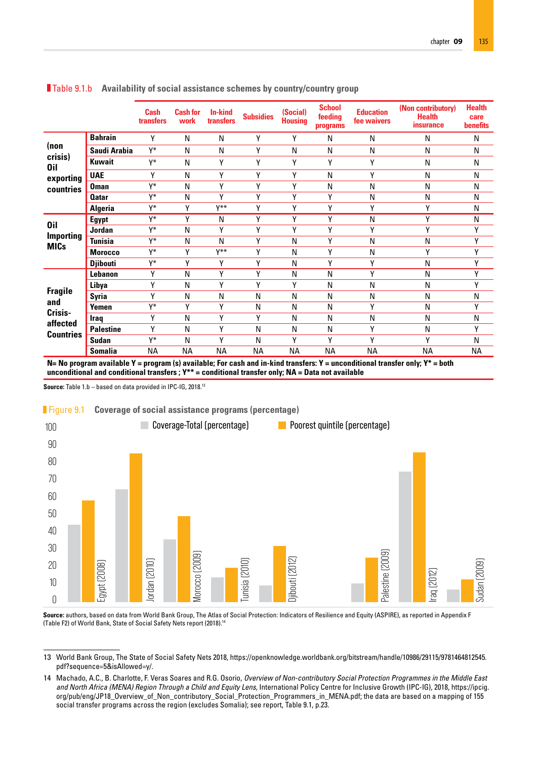**Table 9.1.b Availability of social assistance schemes by country/country group**

| | | Cash transfers | Cash for work | In-kind transfers | Subsidies | (Social) Housing | School feeding programs | Education fee waivers | (Non contributory) Health insurance | Health care benefits |
|---|---|---|---|---|---|---|---|---|---|---|
| (non crisis) Oil exporting countries | Bahrain | Y | N | N | Y | Y | N | N | N | N |
| | Saudi Arabia | Y* | N | N | Y | N | N | N | N | N |
| | Kuwait | Y* | N | Y | Y | Y | Y | Y | N | N |
| | UAE | Y | N | Y | Y | Y | N | Y | N | N |
| | Oman | Y* | N | Y | Y | Y | N | N | N | N |
| | Qatar | Y* | N | Y | Y | Y | Y | N | N | N |
| | Algeria | Y* | Y | Y** | Y | Y | Y | Y | Y | N |
| Oil Importing MICs | Egypt | Y* | Y | N | Y | Y | Y | N | Y | N |
| | Jordan | Y* | N | Y | Y | Y | Y | Y | Y | Y |
| | Tunisia | Y* | N | N | Y | N | Y | N | N | Y |
| | Morocco | Y* | Y | Y** | Y | N | Y | N | Y | Y |
| | Djibouti | Y* | Y | Y | Y | N | Y | Y | N | Y |
| Fragile and Crisis-affected Countries | Lebanon | Y | N | Y | Y | N | N | Y | N | Y |
| | Libya | Y | N | Y | Y | Y | N | N | N | Y |
| | Syria | Y | N | N | N | N | N | N | N | N |
| | Yemen | Y* | Y | Y | N | N | N | Y | N | Y |
| | Iraq | Y | N | Y | Y | N | N | N | N | N |
| | Palestine | Y | N | Y | N | N | N | Y | N | Y |
| | Sudan | Y* | N | Y | N | Y | Y | Y | Y | N |
| | Somalia | NA | NA | NA | NA | NA | NA | NA | NA | NA |

**N= No program available Y = program (s) available; For cash and in-kind transfers: Y = unconditional transfer only; Y* = both unconditional and conditional transfers ; Y** = conditional transfer only; NA = Data not available**

**Source:** Table 1.b – based on data provided in IPC-IG, 2018.[13]

**Figure 9.1 Coverage of social assistance programs (percentage)**

Legend: Coverage-Total (percentage); Poorest quintile (percentage)

Countries: Egypt (2008), Jordan (2010), Morocco (2009), Tunisia (2010), Djibouti (2012), Palestine (2009), Iraq (2012), Sudan (2009)

**Source:** authors, based on data from World Bank Group, The Atlas of Social Protection: Indicators of Resilience and Equity (ASPIRE), as reported in Appendix F (Table F2) of World Bank, State of Social Safety Nets report (2018).[14]

---

13 World Bank Group, The State of Social Safety Nets 2018, https://openknowledge.worldbank.org/bitstream/handle/10986/29115/9781464812545.pdf?sequence=5&isAllowed=y/.

14 Machado, A.C., B. Charlotte, F. Veras Soares and R.G. Osorio, *Overview of Non-contributory Social Protection Programmes in the Middle East and North Africa (MENA) Region Through a Child and Equity Lens,* International Policy Centre for Inclusive Growth (IPC-IG), 2018, https://ipcig.org/pub/eng/JP18_Overview_of_Non_contributory_Social_Protection_Programmers_in_MENA.pdf; the data are based on a mapping of 155 social transfer programs across the region (excludes Somalia); see report, Table 9.1, p.23.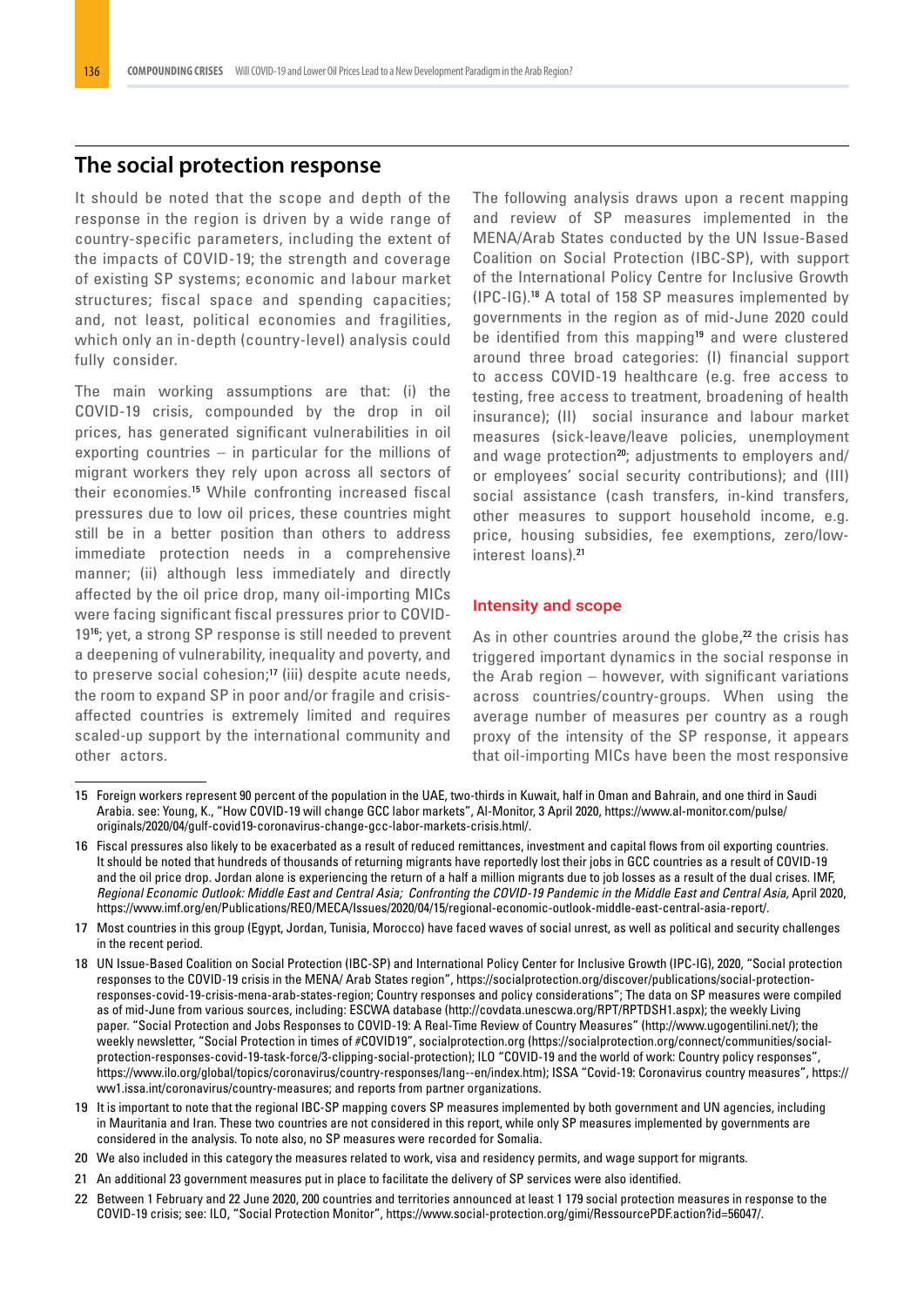## The social protection response

It should be noted that the scope and depth of the response in the region is driven by a wide range of country-specific parameters, including the extent of the impacts of COVID-19; the strength and coverage of existing SP systems; economic and labour market structures; fiscal space and spending capacities; and, not least, political economies and fragilities, which only an in-depth (country-level) analysis could fully consider.

The main working assumptions are that: (i) the COVID-19 crisis, compounded by the drop in oil prices, has generated significant vulnerabilities in oil exporting countries – in particular for the millions of migrant workers they rely upon across all sectors of their economies.[15] While confronting increased fiscal pressures due to low oil prices, these countries might still be in a better position than others to address immediate protection needs in a comprehensive manner; (ii) although less immediately and directly affected by the oil price drop, many oil-importing MICs were facing significant fiscal pressures prior to COVID-19[16]; yet, a strong SP response is still needed to prevent a deepening of vulnerability, inequality and poverty, and to preserve social cohesion;[17] (iii) despite acute needs, the room to expand SP in poor and/or fragile and crisis-affected countries is extremely limited and requires scaled-up support by the international community and other actors.

The following analysis draws upon a recent mapping and review of SP measures implemented in the MENA/Arab States conducted by the UN Issue-Based Coalition on Social Protection (IBC-SP), with support of the International Policy Centre for Inclusive Growth (IPC-IG).[18] A total of 158 SP measures implemented by governments in the region as of mid-June 2020 could be identified from this mapping[19] and were clustered around three broad categories: (I) financial support to access COVID-19 healthcare (e.g. free access to testing, free access to treatment, broadening of health insurance); (II) social insurance and labour market measures (sick-leave/leave policies, unemployment and wage protection[20]; adjustments to employers and/or employees' social security contributions); and (III) social assistance (cash transfers, in-kind transfers, other measures to support household income, e.g. price, housing subsidies, fee exemptions, zero/low-interest loans).[21]

### Intensity and scope

As in other countries around the globe,[22] the crisis has triggered important dynamics in the social response in the Arab region – however, with significant variations across countries/country-groups. When using the average number of measures per country as a rough proxy of the intensity of the SP response, it appears that oil-importing MICs have been the most responsive

---

15 Foreign workers represent 90 percent of the population in the UAE, two-thirds in Kuwait, half in Oman and Bahrain, and one third in Saudi Arabia. see: Young, K., "How COVID-19 will change GCC labor markets", Al-Monitor, 3 April 2020, https://www.al-monitor.com/pulse/originals/2020/04/gulf-covid19-coronavirus-change-gcc-labor-markets-crisis.html/.

16 Fiscal pressures also likely to be exacerbated as a result of reduced remittances, investment and capital flows from oil exporting countries. It should be noted that hundreds of thousands of returning migrants have reportedly lost their jobs in GCC countries as a result of COVID-19 and the oil price drop. Jordan alone is experiencing the return of a half a million migrants due to job losses as a result of the dual crises. IMF, *Regional Economic Outlook: Middle East and Central Asia; Confronting the COVID-19 Pandemic in the Middle East and Central Asia,* April 2020, https://www.imf.org/en/Publications/REO/MECA/Issues/2020/04/15/regional-economic-outlook-middle-east-central-asia-report/.

17 Most countries in this group (Egypt, Jordan, Tunisia, Morocco) have faced waves of social unrest, as well as political and security challenges in the recent period.

18 UN Issue-Based Coalition on Social Protection (IBC-SP) and International Policy Center for Inclusive Growth (IPC-IG), 2020, "Social protection responses to the COVID-19 crisis in the MENA/ Arab States region", https://socialprotection.org/discover/publications/social-protection-responses-covid-19-crisis-mena-arab-states-region; Country responses and policy considerations"; The data on SP measures were compiled as of mid-June from various sources, including: ESCWA database (http://covdata.unescwa.org/RPT/RPTDSH1.aspx); the weekly Living paper. "Social Protection and Jobs Responses to COVID-19: A Real-Time Review of Country Measures" (http://www.ugogentilini.net/); the weekly newsletter, "Social Protection in times of #COVID19", socialprotection.org (https://socialprotection.org/connect/communities/social-protection-responses-covid-19-task-force/3-clipping-social-protection); ILO "COVID-19 and the world of work: Country policy responses", https://www.ilo.org/global/topics/coronavirus/country-responses/lang--en/index.htm); ISSA "Covid-19: Coronavirus country measures", https://ww1.issa.int/coronavirus/country-measures; and reports from partner organizations.

19 It is important to note that the regional IBC-SP mapping covers SP measures implemented by both government and UN agencies, including in Mauritania and Iran. These two countries are not considered in this report, while only SP measures implemented by governments are considered in the analysis. To note also, no SP measures were recorded for Somalia.

20 We also included in this category the measures related to work, visa and residency permits, and wage support for migrants.

21 An additional 23 government measures put in place to facilitate the delivery of SP services were also identified.

22 Between 1 February and 22 June 2020, 200 countries and territories announced at least 1 179 social protection measures in response to the COVID-19 crisis; see: ILO, "Social Protection Monitor", https://www.social-protection.org/gimi/RessourcePDF.action?id=56047/.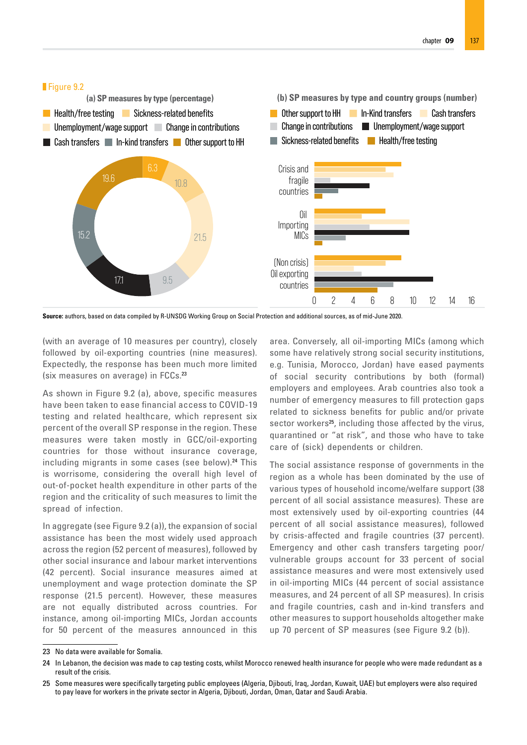Figure 9.2

(a) SP measures by type (percentage)

| Type | Percentage |
|---|---|
| Health/free testing | 6.3 |
| Sickness-related benefits | 10.8 |
| Unemployment/wage support | 21.5 |
| Change in contributions | 9.5 |
| Cash transfers | 17.1 |
| In-kind transfers | 15.2 |
| Other support to HH | 19.6 |

(b) SP measures by type and country groups (number)

Legend: Other support to HH, In-Kind transfers, Cash transfers, Change in contributions, Unemployment/wage support, Sickness-related benefits, Health/free testing

Country groups: Crisis and fragile countries; Oil Importing MICs; (Non crisis) Oil exporting countries

Axis: 0, 2, 4, 6, 8, 10, 12, 14, 16

**Source:** authors, based on data compiled by R-UNSDG Working Group on Social Protection and additional sources, as of mid-June 2020.

(with an average of 10 measures per country), closely followed by oil-exporting countries (nine measures). Expectedly, the response has been much more limited (six measures on average) in FCCs.[23]

As shown in Figure 9.2 (a), above, specific measures have been taken to ease financial access to COVID-19 testing and related healthcare, which represent six percent of the overall SP response in the region. These measures were taken mostly in GCC/oil-exporting countries for those without insurance coverage, including migrants in some cases (see below).[24] This is worrisome, considering the overall high level of out-of-pocket health expenditure in other parts of the region and the criticality of such measures to limit the spread of infection.

In aggregate (see Figure 9.2 (a)), the expansion of social assistance has been the most widely used approach across the region (52 percent of measures), followed by other social insurance and labour market interventions (42 percent). Social insurance measures aimed at unemployment and wage protection dominate the SP response (21.5 percent). However, these measures are not equally distributed across countries. For instance, among oil-importing MICs, Jordan accounts for 50 percent of the measures announced in this area. Conversely, all oil-importing MICs (among which some have relatively strong social security institutions, e.g. Tunisia, Morocco, Jordan) have eased payments of social security contributions by both (formal) employers and employees. Arab countries also took a number of emergency measures to fill protection gaps related to sickness benefits for public and/or private sector workers[25], including those affected by the virus, quarantined or "at risk", and those who have to take care of (sick) dependents or children.

The social assistance response of governments in the region as a whole has been dominated by the use of various types of household income/welfare support (38 percent of all social assistance measures). These are most extensively used by oil-exporting countries (44 percent of all social assistance measures), followed by crisis-affected and fragile countries (37 percent). Emergency and other cash transfers targeting poor/vulnerable groups account for 33 percent of social assistance measures and were most extensively used in oil-importing MICs (44 percent of social assistance measures, and 24 percent of all SP measures). In crisis and fragile countries, cash and in-kind transfers and other measures to support households altogether make up 70 percent of SP measures (see Figure 9.2 (b)).

23 No data were available for Somalia.

24 In Lebanon, the decision was made to cap testing costs, whilst Morocco renewed health insurance for people who were made redundant as a result of the crisis.

25 Some measures were specifically targeting public employees (Algeria, Djibouti, Iraq, Jordan, Kuwait, UAE) but employers were also required to pay leave for workers in the private sector in Algeria, Djibouti, Jordan, Oman, Qatar and Saudi Arabia.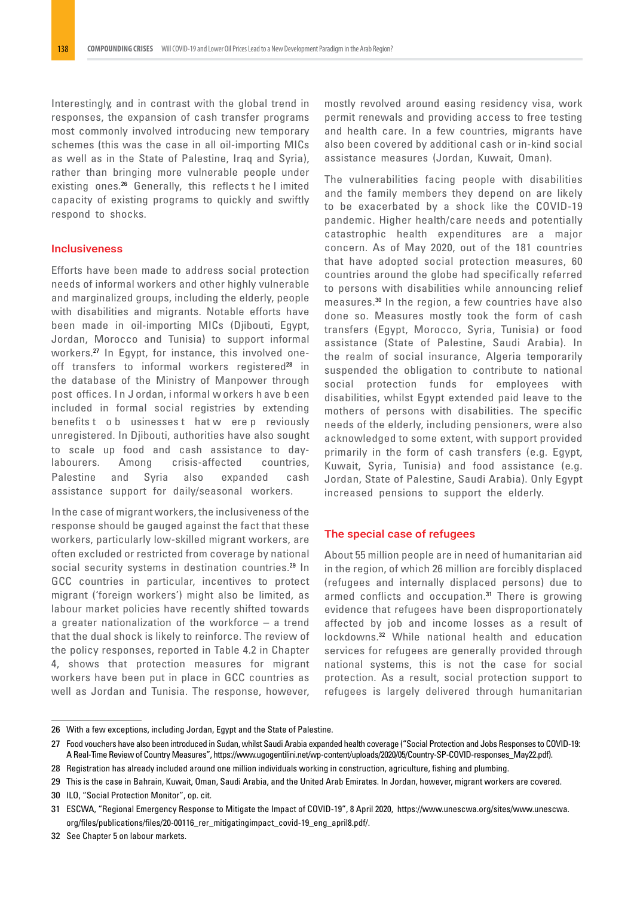Interestingly, and in contrast with the global trend in responses, the expansion of cash transfer programs most commonly involved introducing new temporary schemes (this was the case in all oil-importing MICs as well as in the State of Palestine, Iraq and Syria), rather than bringing more vulnerable people under existing ones.[26] Generally, this reflects the limited capacity of existing programs to quickly and swiftly respond to shocks.

## Inclusiveness

Efforts have been made to address social protection needs of informal workers and other highly vulnerable and marginalized groups, including the elderly, people with disabilities and migrants. Notable efforts have been made in oil-importing MICs (Djibouti, Egypt, Jordan, Morocco and Tunisia) to support informal workers.[27] In Egypt, for instance, this involved one-off transfers to informal workers registered[28] in the database of the Ministry of Manpower through post offices. In Jordan, informal workers have been included in formal social registries by extending benefits to businesses that were previously unregistered. In Djibouti, authorities have also sought to scale up food and cash assistance to day-labourers. Among crisis-affected countries, Palestine and Syria also expanded cash assistance support for daily/seasonal workers.

In the case of migrant workers, the inclusiveness of the response should be gauged against the fact that these workers, particularly low-skilled migrant workers, are often excluded or restricted from coverage by national social security systems in destination countries.[29] In GCC countries in particular, incentives to protect migrant ('foreign workers') might also be limited, as labour market policies have recently shifted towards a greater nationalization of the workforce – a trend that the dual shock is likely to reinforce. The review of the policy responses, reported in Table 4.2 in Chapter 4, shows that protection measures for migrant workers have been put in place in GCC countries as well as Jordan and Tunisia. The response, however, mostly revolved around easing residency visa, work permit renewals and providing access to free testing and health care. In a few countries, migrants have also been covered by additional cash or in-kind social assistance measures (Jordan, Kuwait, Oman).

The vulnerabilities facing people with disabilities and the family members they depend on are likely to be exacerbated by a shock like the COVID-19 pandemic. Higher health/care needs and potentially catastrophic health expenditures are a major concern. As of May 2020, out of the 181 countries that have adopted social protection measures, 60 countries around the globe had specifically referred to persons with disabilities while announcing relief measures.[30] In the region, a few countries have also done so. Measures mostly took the form of cash transfers (Egypt, Morocco, Syria, Tunisia) or food assistance (State of Palestine, Saudi Arabia). In the realm of social insurance, Algeria temporarily suspended the obligation to contribute to national social protection funds for employees with disabilities, whilst Egypt extended paid leave to the mothers of persons with disabilities. The specific needs of the elderly, including pensioners, were also acknowledged to some extent, with support provided primarily in the form of cash transfers (e.g. Egypt, Kuwait, Syria, Tunisia) and food assistance (e.g. Jordan, State of Palestine, Saudi Arabia). Only Egypt increased pensions to support the elderly.

## The special case of refugees

About 55 million people are in need of humanitarian aid in the region, of which 26 million are forcibly displaced (refugees and internally displaced persons) due to armed conflicts and occupation.[31] There is growing evidence that refugees have been disproportionately affected by job and income losses as a result of lockdowns.[32] While national health and education services for refugees are generally provided through national systems, this is not the case for social protection. As a result, social protection support to refugees is largely delivered through humanitarian

---

26 With a few exceptions, including Jordan, Egypt and the State of Palestine.

27 Food vouchers have also been introduced in Sudan, whilst Saudi Arabia expanded health coverage ("Social Protection and Jobs Responses to COVID-19: A Real-Time Review of Country Measures", https://www.ugogentilini.net/wp-content/uploads/2020/05/Country-SP-COVID-responses_May22.pdf).

28 Registration has already included around one million individuals working in construction, agriculture, fishing and plumbing.

29 This is the case in Bahrain, Kuwait, Oman, Saudi Arabia, and the United Arab Emirates. In Jordan, however, migrant workers are covered.

30 ILO, "Social Protection Monitor", op. cit.

31 ESCWA, "Regional Emergency Response to Mitigate the Impact of COVID-19", 8 April 2020, https://www.unescwa.org/sites/www.unescwa.org/files/publications/files/20-00116_rer_mitigatingimpact_covid-19_eng_april8.pdf/.

32 See Chapter 5 on labour markets.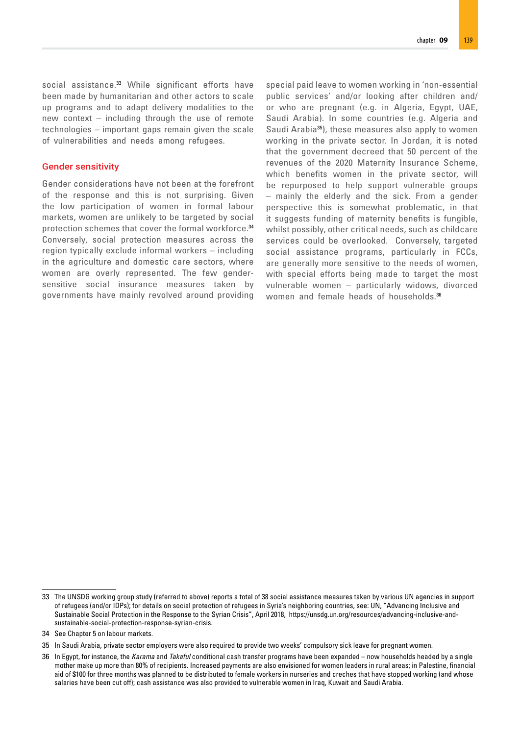social assistance.[33] While significant efforts have been made by humanitarian and other actors to scale up programs and to adapt delivery modalities to the new context – including through the use of remote technologies – important gaps remain given the scale of vulnerabilities and needs among refugees.

### Gender sensitivity

Gender considerations have not been at the forefront of the response and this is not surprising. Given the low participation of women in formal labour markets, women are unlikely to be targeted by social protection schemes that cover the formal workforce.[34] Conversely, social protection measures across the region typically exclude informal workers – including in the agriculture and domestic care sectors, where women are overly represented. The few gender-sensitive social insurance measures taken by governments have mainly revolved around providing special paid leave to women working in 'non-essential public services' and/or looking after children and/or who are pregnant (e.g. in Algeria, Egypt, UAE, Saudi Arabia). In some countries (e.g. Algeria and Saudi Arabia[35]), these measures also apply to women working in the private sector. In Jordan, it is noted that the government decreed that 50 percent of the revenues of the 2020 Maternity Insurance Scheme, which benefits women in the private sector, will be repurposed to help support vulnerable groups – mainly the elderly and the sick. From a gender perspective this is somewhat problematic, in that it suggests funding of maternity benefits is fungible, whilst possibly, other critical needs, such as childcare services could be overlooked. Conversely, targeted social assistance programs, particularly in FCCs, are generally more sensitive to the needs of women, with special efforts being made to target the most vulnerable women – particularly widows, divorced women and female heads of households.[36]

---

33 The UNSDG working group study (referred to above) reports a total of 38 social assistance measures taken by various UN agencies in support of refugees (and/or IDPs); for details on social protection of refugees in Syria's neighboring countries, see: UN, "Advancing Inclusive and Sustainable Social Protection in the Response to the Syrian Crisis", April 2018, https://unsdg.un.org/resources/advancing-inclusive-and-sustainable-social-protection-response-syrian-crisis.

34 See Chapter 5 on labour markets.

35 In Saudi Arabia, private sector employers were also required to provide two weeks' compulsory sick leave for pregnant women.

36 In Egypt, for instance, the *Karama* and *Takaful* conditional cash transfer programs have been expanded – now households headed by a single mother make up more than 80% of recipients. Increased payments are also envisioned for women leaders in rural areas; in Palestine, financial aid of $100 for three months was planned to be distributed to female workers in nurseries and creches that have stopped working (and whose salaries have been cut off); cash assistance was also provided to vulnerable women in Iraq, Kuwait and Saudi Arabia.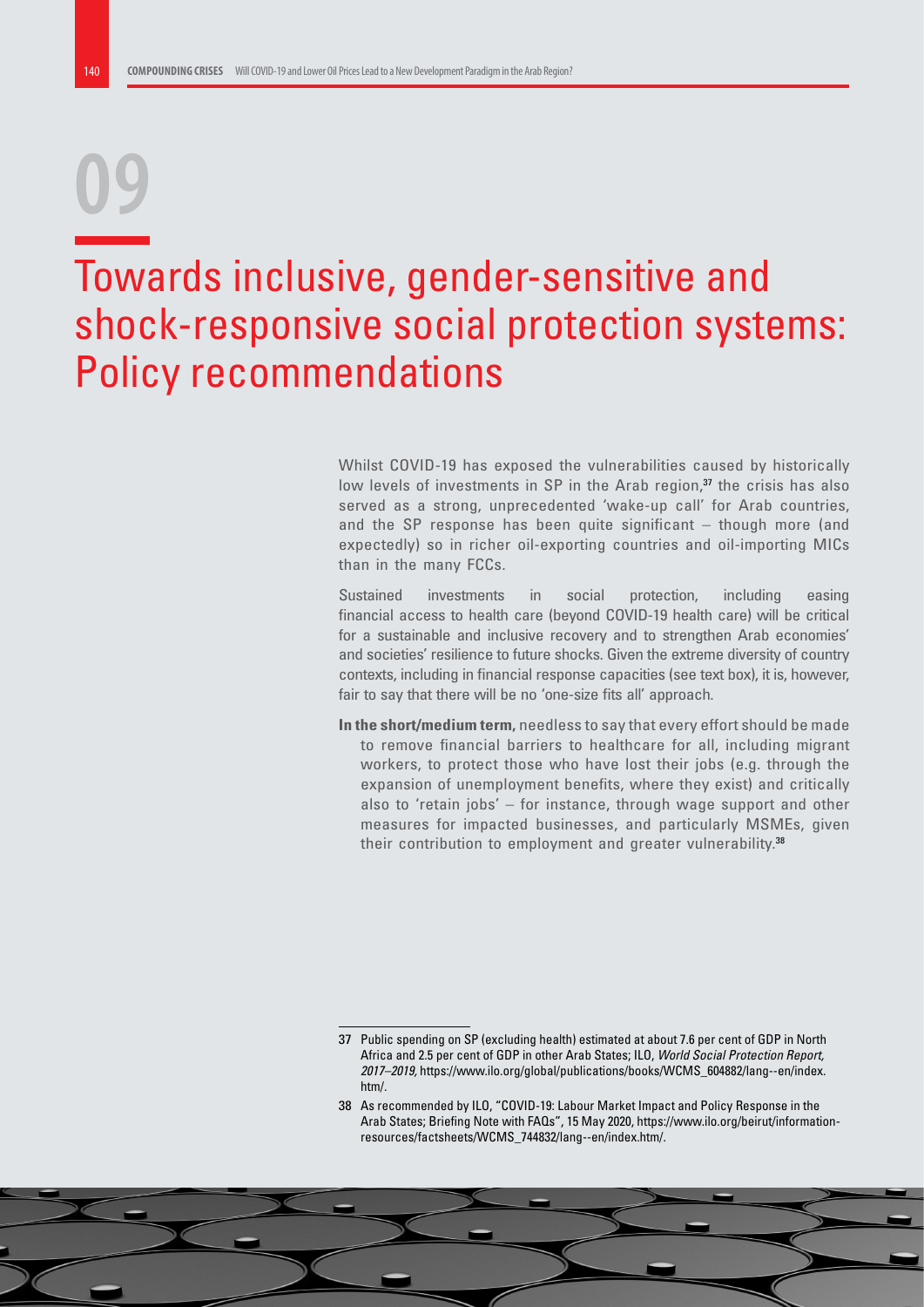# 09

# Towards inclusive, gender-sensitive and shock-responsive social protection systems: Policy recommendations

Whilst COVID-19 has exposed the vulnerabilities caused by historically low levels of investments in SP in the Arab region,[37] the crisis has also served as a strong, unprecedented 'wake-up call' for Arab countries, and the SP response has been quite significant – though more (and expectedly) so in richer oil-exporting countries and oil-importing MICs than in the many FCCs.

Sustained investments in social protection, including easing financial access to health care (beyond COVID-19 health care) will be critical for a sustainable and inclusive recovery and to strengthen Arab economies' and societies' resilience to future shocks. Given the extreme diversity of country contexts, including in financial response capacities (see text box), it is, however, fair to say that there will be no 'one-size fits all' approach.

**In the short/medium term,** needless to say that every effort should be made to remove financial barriers to healthcare for all, including migrant workers, to protect those who have lost their jobs (e.g. through the expansion of unemployment benefits, where they exist) and critically also to 'retain jobs' – for instance, through wage support and other measures for impacted businesses, and particularly MSMEs, given their contribution to employment and greater vulnerability.[38]

---

37 Public spending on SP (excluding health) estimated at about 7.6 per cent of GDP in North Africa and 2.5 per cent of GDP in other Arab States; ILO, *World Social Protection Report, 2017–2019,* https://www.ilo.org/global/publications/books/WCMS_604882/lang--en/index.htm/.

38 As recommended by ILO, "COVID-19: Labour Market Impact and Policy Response in the Arab States; Briefing Note with FAQs", 15 May 2020, https://www.ilo.org/beirut/information-resources/factsheets/WCMS_744832/lang--en/index.htm/.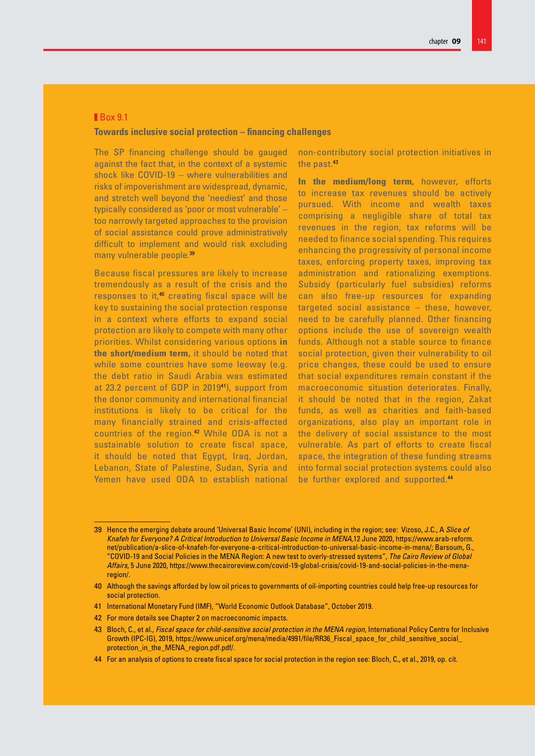## Box 9.1

### Towards inclusive social protection – financing challenges

The SP financing challenge should be gauged against the fact that, in the context of a systemic shock like COVID-19 – where vulnerabilities and risks of impoverishment are widespread, dynamic, and stretch well beyond the 'neediest' and those typically considered as 'poor or most vulnerable' – too narrowly targeted approaches to the provision of social assistance could prove administratively difficult to implement and would risk excluding many vulnerable people.[39]

Because fiscal pressures are likely to increase tremendously as a result of the crisis and the responses to it,[40] creating fiscal space will be key to sustaining the social protection response in a context where efforts to expand social protection are likely to compete with many other priorities. Whilst considering various options **in the short/medium term,** it should be noted that while some countries have some leeway (e.g. the debt ratio in Saudi Arabia was estimated at 23.2 percent of GDP in 2019[41]), support from the donor community and international financial institutions is likely to be critical for the many financially strained and crisis-affected countries of the region.[42] While ODA is not a sustainable solution to create fiscal space, it should be noted that Egypt, Iraq, Jordan, Lebanon, State of Palestine, Sudan, Syria and Yemen have used ODA to establish national non-contributory social protection initiatives in the past.[43]

**In the medium/long term,** however, efforts to increase tax revenues should be actively pursued. With income and wealth taxes comprising a negligible share of total tax revenues in the region, tax reforms will be needed to finance social spending. This requires enhancing the progressivity of personal income taxes, enforcing property taxes, improving tax administration and rationalizing exemptions. Subsidy (particularly fuel subsidies) reforms can also free-up resources for expanding targeted social assistance – these, however, need to be carefully planned. Other financing options include the use of sovereign wealth funds. Although not a stable source to finance social protection, given their vulnerability to oil price changes, these could be used to ensure that social expenditures remain constant if the macroeconomic situation deteriorates. Finally, it should be noted that in the region, Zakat funds, as well as charities and faith-based organizations, also play an important role in the delivery of social assistance to the most vulnerable. As part of efforts to create fiscal space, the integration of these funding streams into formal social protection systems could also be further explored and supported.[44]

---

39 Hence the emerging debate around 'Universal Basic Income' (UNI), including in the region; see: Vizoso, J.C., A *Slice of Knafeh for Everyone? A Critical Introduction to Universal Basic Income in MENA,*12 June 2020, https://www.arab-reform.net/publication/a-slice-of-knafeh-for-everyone-a-critical-introduction-to-universal-basic-income-in-mena/; Barsoum, G., "COVID-19 and Social Policies in the MENA Region: A new test to overly-stressed systems", *The Cairo Review of Global Affairs*, 5 June 2020, https://www.thecairoreview.com/covid-19-global-crisis/covid-19-and-social-policies-in-the-mena-region/.

40 Although the savings afforded by low oil prices to governments of oil-importing countries could help free-up resources for social protection.

41 International Monetary Fund (IMF), "World Economic Outlook Database", October 2019.

42 For more details see Chapter 2 on macroeconomic impacts.

43 Bloch, C., et al., *Fiscal space for child-sensitive social protection in the MENA region,* International Policy Centre for Inclusive Growth (IPC-IG), 2019, https://www.unicef.org/mena/media/4991/file/RR36_Fiscal_space_for_child_sensitive_social_protection_in_the_MENA_region.pdf.pdf/.

44 For an analysis of options to create fiscal space for social protection in the region see: Bloch, C., et al., 2019, op. cit.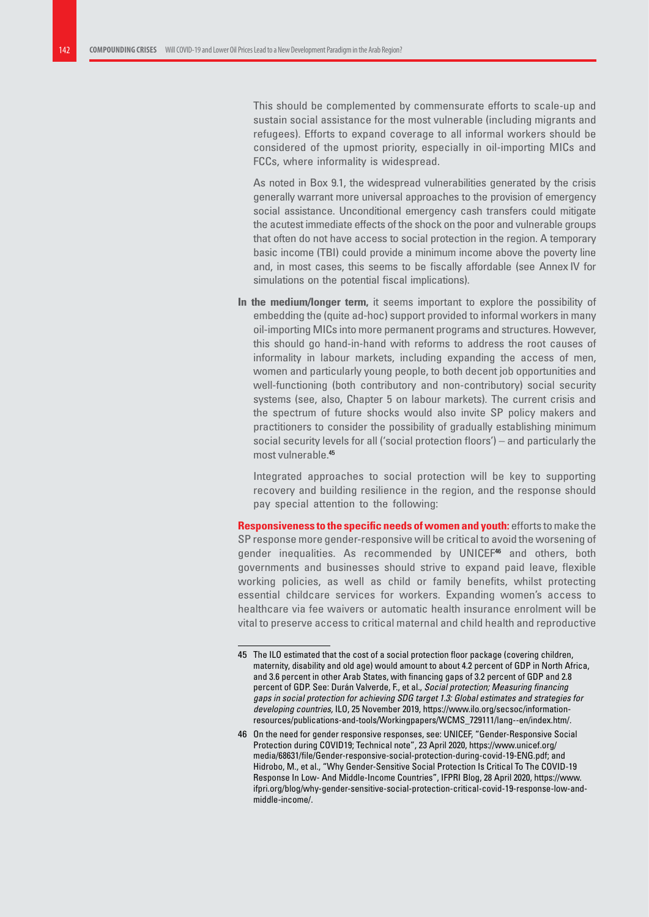This should be complemented by commensurate efforts to scale-up and sustain social assistance for the most vulnerable (including migrants and refugees). Efforts to expand coverage to all informal workers should be considered of the upmost priority, especially in oil-importing MICs and FCCs, where informality is widespread.

As noted in Box 9.1, the widespread vulnerabilities generated by the crisis generally warrant more universal approaches to the provision of emergency social assistance. Unconditional emergency cash transfers could mitigate the acutest immediate effects of the shock on the poor and vulnerable groups that often do not have access to social protection in the region. A temporary basic income (TBI) could provide a minimum income above the poverty line and, in most cases, this seems to be fiscally affordable (see Annex IV for simulations on the potential fiscal implications).

**In the medium/longer term,** it seems important to explore the possibility of embedding the (quite ad-hoc) support provided to informal workers in many oil-importing MICs into more permanent programs and structures. However, this should go hand-in-hand with reforms to address the root causes of informality in labour markets, including expanding the access of men, women and particularly young people, to both decent job opportunities and well-functioning (both contributory and non-contributory) social security systems (see, also, Chapter 5 on labour markets). The current crisis and the spectrum of future shocks would also invite SP policy makers and practitioners to consider the possibility of gradually establishing minimum social security levels for all ('social protection floors') – and particularly the most vulnerable.[45]

Integrated approaches to social protection will be key to supporting recovery and building resilience in the region, and the response should pay special attention to the following:

**Responsiveness to the specific needs of women and youth:** efforts to make the SP response more gender-responsive will be critical to avoid the worsening of gender inequalities. As recommended by UNICEF[46] and others, both governments and businesses should strive to expand paid leave, flexible working policies, as well as child or family benefits, whilst protecting essential childcare services for workers. Expanding women's access to healthcare via fee waivers or automatic health insurance enrolment will be vital to preserve access to critical maternal and child health and reproductive

---

45 The ILO estimated that the cost of a social protection floor package (covering children, maternity, disability and old age) would amount to about 4.2 percent of GDP in North Africa, and 3.6 percent in other Arab States, with financing gaps of 3.2 percent of GDP and 2.8 percent of GDP. See: Durán Valverde, F., et al., *Social protection; Measuring financing gaps in social protection for achieving SDG target 1.3: Global estimates and strategies for developing countries,* ILO, 25 November 2019, https://www.ilo.org/secsoc/information-resources/publications-and-tools/Workingpapers/WCMS_729111/lang--en/index.htm/.

46 On the need for gender responsive responses, see: UNICEF, "Gender-Responsive Social Protection during COVID19; Technical note", 23 April 2020, https://www.unicef.org/media/68631/file/Gender-responsive-social-protection-during-covid-19-ENG.pdf; and Hidrobo, M., et al., "Why Gender-Sensitive Social Protection Is Critical To The COVID-19 Response In Low- And Middle-Income Countries", IFPRI Blog, 28 April 2020, https://www.ifpri.org/blog/why-gender-sensitive-social-protection-critical-covid-19-response-low-and-middle-income/.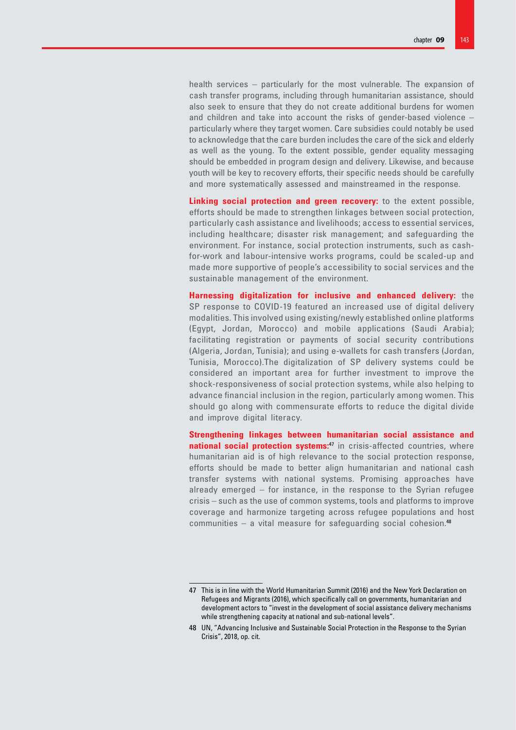health services – particularly for the most vulnerable. The expansion of cash transfer programs, including through humanitarian assistance, should also seek to ensure that they do not create additional burdens for women and children and take into account the risks of gender-based violence – particularly where they target women. Care subsidies could notably be used to acknowledge that the care burden includes the care of the sick and elderly as well as the young. To the extent possible, gender equality messaging should be embedded in program design and delivery. Likewise, and because youth will be key to recovery efforts, their specific needs should be carefully and more systematically assessed and mainstreamed in the response.

**Linking social protection and green recovery:** to the extent possible, efforts should be made to strengthen linkages between social protection, particularly cash assistance and livelihoods; access to essential services, including healthcare; disaster risk management; and safeguarding the environment. For instance, social protection instruments, such as cash-for-work and labour-intensive works programs, could be scaled-up and made more supportive of people's accessibility to social services and the sustainable management of the environment.

**Harnessing digitalization for inclusive and enhanced delivery:** the SP response to COVID-19 featured an increased use of digital delivery modalities. This involved using existing/newly established online platforms (Egypt, Jordan, Morocco) and mobile applications (Saudi Arabia); facilitating registration or payments of social security contributions (Algeria, Jordan, Tunisia); and using e-wallets for cash transfers (Jordan, Tunisia, Morocco).The digitalization of SP delivery systems could be considered an important area for further investment to improve the shock-responsiveness of social protection systems, while also helping to advance financial inclusion in the region, particularly among women. This should go along with commensurate efforts to reduce the digital divide and improve digital literacy.

**Strengthening linkages between humanitarian social assistance and national social protection systems:**[47] in crisis-affected countries, where humanitarian aid is of high relevance to the social protection response, efforts should be made to better align humanitarian and national cash transfer systems with national systems. Promising approaches have already emerged – for instance, in the response to the Syrian refugee crisis – such as the use of common systems, tools and platforms to improve coverage and harmonize targeting across refugee populations and host communities – a vital measure for safeguarding social cohesion.[48]

---

47 This is in line with the World Humanitarian Summit (2016) and the New York Declaration on Refugees and Migrants (2016), which specifically call on governments, humanitarian and development actors to "invest in the development of social assistance delivery mechanisms while strengthening capacity at national and sub-national levels".

48 UN, "Advancing Inclusive and Sustainable Social Protection in the Response to the Syrian Crisis", 2018, op. cit.